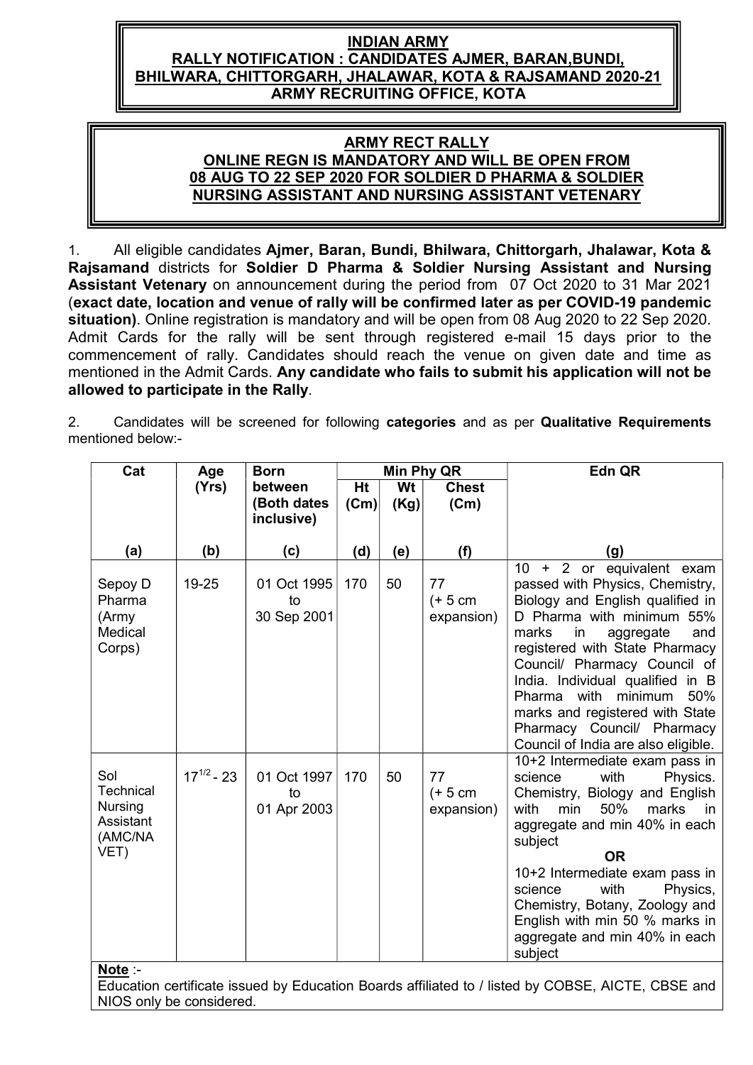# INDIAN ARMY
## RALLY NOTIFICATION : CANDIDATES AJMER, BARAN,BUNDI, BHILWARA, CHITTORGARH, JHALAWAR, KOTA & RAJSAMAND 2020-21
## ARMY RECRUITING OFFICE, KOTA

## ARMY RECT RALLY
### ONLINE REGN IS MANDATORY AND WILL BE OPEN FROM 08 AUG TO 22 SEP 2020 FOR SOLDIER D PHARMA & SOLDIER NURSING ASSISTANT AND NURSING ASSISTANT VETENARY

1. All eligible candidates **Ajmer, Baran, Bundi, Bhilwara, Chittorgarh, Jhalawar, Kota & Rajsamand** districts for **Soldier D Pharma & Soldier Nursing Assistant and Nursing Assistant Vetenary** on announcement during the period from 07 Oct 2020 to 31 Mar 2021 (**exact date, location and venue of rally will be confirmed later as per COVID-19 pandemic situation)**. Online registration is mandatory and will be open from 08 Aug 2020 to 22 Sep 2020. Admit Cards for the rally will be sent through registered e-mail 15 days prior to the commencement of rally. Candidates should reach the venue on given date and time as mentioned in the Admit Cards. **Any candidate who fails to submit his application will not be allowed to participate in the Rally**.

2. Candidates will be screened for following **categories** and as per **Qualitative Requirements** mentioned below:-

| Cat | Age (Yrs) | Born between (Both dates inclusive) | Min Phy QR | | | Edn QR |
|---|---|---|---|---|---|---|
| | | | Ht (Cm) | Wt (Kg) | Chest (Cm) | |
| (a) | (b) | (c) | (d) | (e) | (f) | (g) |
| Sepoy D Pharma (Army Medical Corps) | 19-25 | 01 Oct 1995 to 30 Sep 2001 | 170 | 50 | 77 (+ 5 cm expansion) | 10 + 2 or equivalent exam passed with Physics, Chemistry, Biology and English qualified in D Pharma with minimum 55% marks in aggregate and registered with State Pharmacy Council/ Pharmacy Council of India. Individual qualified in B Pharma with minimum 50% marks and registered with State Pharmacy Council/ Pharmacy Council of India are also eligible. |
| Sol Technical Nursing Assistant (AMC/NA VET) | $17^{1/2}$ - 23 | 01 Oct 1997 to 01 Apr 2003 | 170 | 50 | 77 (+ 5 cm expansion) | 10+2 Intermediate exam pass in science with Physics. Chemistry, Biology and English with min 50% marks in aggregate and min 40% in each subject **OR** 10+2 Intermediate exam pass in science with Physics, Chemistry, Botany, Zoology and English with min 50 % marks in aggregate and min 40% in each subject |

**Note** :-
Education certificate issued by Education Boards affiliated to / listed by COBSE, AICTE, CBSE and NIOS only be considered.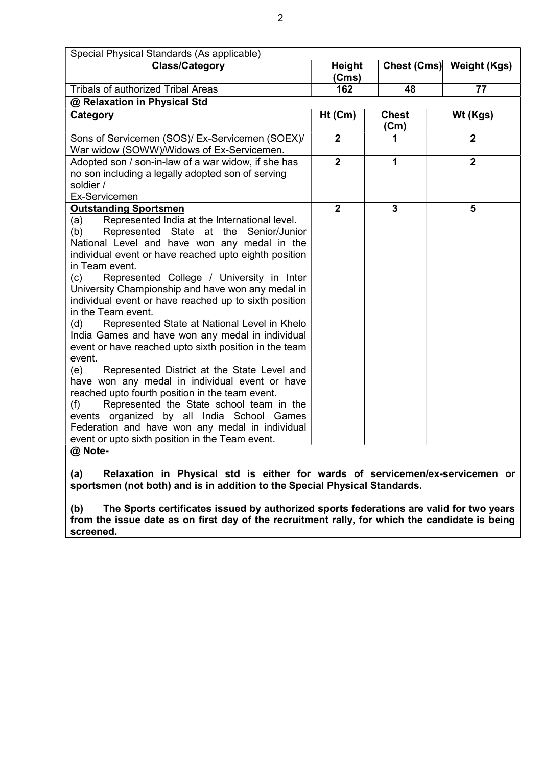| Special Physical Standards (As applicable) | | | |
|---|---|---|---|
| **Class/Category** | **Height (Cms)** | **Chest (Cms)** | **Weight (Kgs)** |
| Tribals of authorized Tribal Areas | **162** | **48** | **77** |

| **@ Relaxation in Physical Std** | | | |
|---|---|---|---|
| **Category** | **Ht (Cm)** | **Chest (Cm)** | **Wt (Kgs)** |
| Sons of Servicemen (SOS)/ Ex-Servicemen (SOEX)/ War widow (SOWW)/Widows of Ex-Servicemen. | **2** | **1** | **2** |
| Adopted son / son-in-law of a war widow, if she has no son including a legally adopted son of serving soldier / Ex-Servicemen | **2** | **1** | **2** |
| **Outstanding Sportsmen**<br>(a) Represented India at the International level.<br>(b) Represented State at the Senior/Junior National Level and have won any medal in the individual event or have reached upto eighth position in Team event.<br>(c) Represented College / University in Inter University Championship and have won any medal in individual event or have reached up to sixth position in the Team event.<br>(d) Represented State at National Level in Khelo India Games and have won any medal in individual event or have reached upto sixth position in the team event.<br>(e) Represented District at the State Level and have won any medal in individual event or have reached upto fourth position in the team event.<br>(f) Represented the State school team in the events organized by all India School Games Federation and have won any medal in individual event or upto sixth position in the Team event. | **2** | **3** | **5** |

**@ Note-**

**(a) Relaxation in Physical std is either for wards of servicemen/ex-servicemen or sportsmen (not both) and is in addition to the Special Physical Standards.**

**(b) The Sports certificates issued by authorized sports federations are valid for two years from the issue date as on first day of the recruitment rally, for which the candidate is being screened.**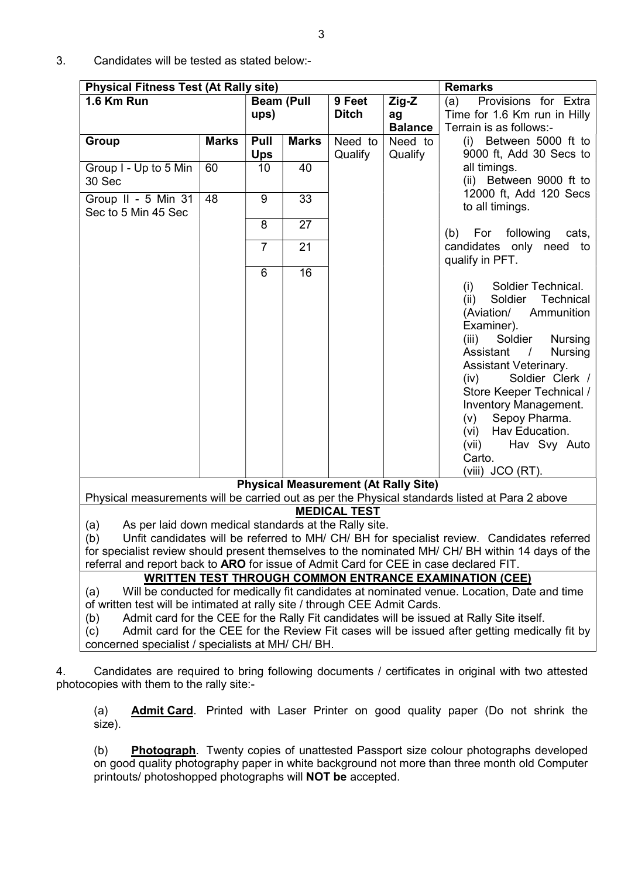3. Candidates will be tested as stated below:-

| Physical Fitness Test (At Rally site) | | | | | | Remarks |
|---|---|---|---|---|---|---|
| **1.6 Km Run** | | **Beam (Pull ups)** | | **9 Feet Ditch** | **Zig-Zag Balance** | (a) Provisions for Extra Time for 1.6 Km run in Hilly Terrain is as follows:- (i) Between 5000 ft to 9000 ft, Add 30 Secs to all timings. (ii) Between 9000 ft to 12000 ft, Add 120 Secs to all timings. (b) For following cats, candidates only need to qualify in PFT. (i) Soldier Technical. (ii) Soldier Technical (Aviation/ Ammunition Examiner). (iii) Soldier Nursing Assistant / Nursing Assistant Veterinary. (iv) Soldier Clerk / Store Keeper Technical / Inventory Management. (v) Sepoy Pharma. (vi) Hav Education. (vii) Hav Svy Auto Carto. (viii) JCO (RT). |
| **Group** | **Marks** | **Pull Ups** | **Marks** | Need to Qualify | Need to Qualify | |
| Group I - Up to 5 Min 30 Sec | 60 | 10 | 40 | | | |
| Group II - 5 Min 31 Sec to 5 Min 45 Sec | 48 | 9 | 33 | | | |
| | | 8 | 27 | | | |
| | | 7 | 21 | | | |
| | | 6 | 16 | | | |

**Physical Measurement (At Rally Site)**

Physical measurements will be carried out as per the Physical standards listed at Para 2 above

**MEDICAL TEST**

(a) As per laid down medical standards at the Rally site.

(b) Unfit candidates will be referred to MH/ CH/ BH for specialist review. Candidates referred for specialist review should present themselves to the nominated MH/ CH/ BH within 14 days of the referral and report back to **ARO** for issue of Admit Card for CEE in case declared FIT.

**WRITTEN TEST THROUGH COMMON ENTRANCE EXAMINATION (CEE)**

(a) Will be conducted for medically fit candidates at nominated venue. Location, Date and time of written test will be intimated at rally site / through CEE Admit Cards.

(b) Admit card for the CEE for the Rally Fit candidates will be issued at Rally Site itself.

(c) Admit card for the CEE for the Review Fit cases will be issued after getting medically fit by concerned specialist / specialists at MH/ CH/ BH.

4. Candidates are required to bring following documents / certificates in original with two attested photocopies with them to the rally site:-

(a) **Admit Card**. Printed with Laser Printer on good quality paper (Do not shrink the size).

(b) **Photograph**. Twenty copies of unattested Passport size colour photographs developed on good quality photography paper in white background not more than three month old Computer printouts/ photoshopped photographs will **NOT be** accepted.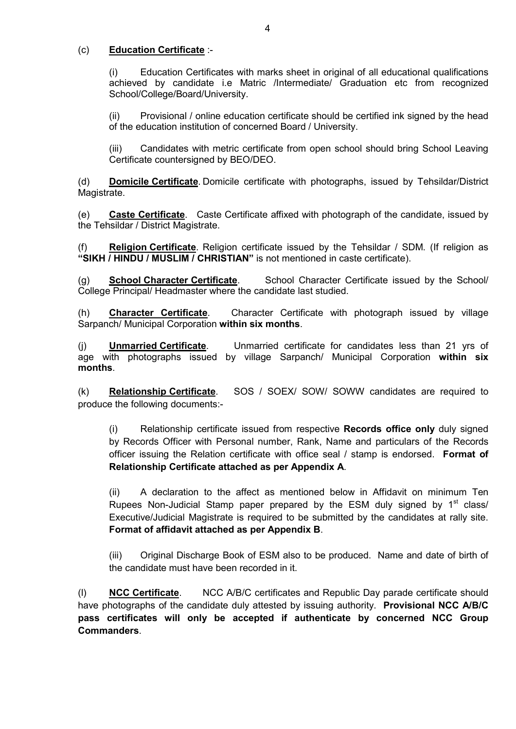(c) **Education Certificate** :-

(i) Education Certificates with marks sheet in original of all educational qualifications achieved by candidate i.e Matric /Intermediate/ Graduation etc from recognized School/College/Board/University.

(ii) Provisional / online education certificate should be certified ink signed by the head of the education institution of concerned Board / University.

(iii) Candidates with metric certificate from open school should bring School Leaving Certificate countersigned by BEO/DEO.

(d) **Domicile Certificate**. Domicile certificate with photographs, issued by Tehsildar/District Magistrate.

(e) **Caste Certificate**. Caste Certificate affixed with photograph of the candidate, issued by the Tehsildar / District Magistrate.

(f) **Religion Certificate**. Religion certificate issued by the Tehsildar / SDM. (If religion as **"SIKH / HINDU / MUSLIM / CHRISTIAN"** is not mentioned in caste certificate).

(g) **School Character Certificate**. School Character Certificate issued by the School/ College Principal/ Headmaster where the candidate last studied.

(h) **Character Certificate**. Character Certificate with photograph issued by village Sarpanch/ Municipal Corporation **within six months**.

(j) **Unmarried Certificate**. Unmarried certificate for candidates less than 21 yrs of age with photographs issued by village Sarpanch/ Municipal Corporation **within six months**.

(k) **Relationship Certificate**. SOS / SOEX/ SOW/ SOWW candidates are required to produce the following documents:-

(i) Relationship certificate issued from respective **Records office only** duly signed by Records Officer with Personal number, Rank, Name and particulars of the Records officer issuing the Relation certificate with office seal / stamp is endorsed. **Format of Relationship Certificate attached as per Appendix A**.

(ii) A declaration to the affect as mentioned below in Affidavit on minimum Ten Rupees Non-Judicial Stamp paper prepared by the ESM duly signed by 1st class/ Executive/Judicial Magistrate is required to be submitted by the candidates at rally site. **Format of affidavit attached as per Appendix B**.

(iii) Original Discharge Book of ESM also to be produced. Name and date of birth of the candidate must have been recorded in it.

(l) **NCC Certificate**. NCC A/B/C certificates and Republic Day parade certificate should have photographs of the candidate duly attested by issuing authority. **Provisional NCC A/B/C pass certificates will only be accepted if authenticate by concerned NCC Group Commanders**.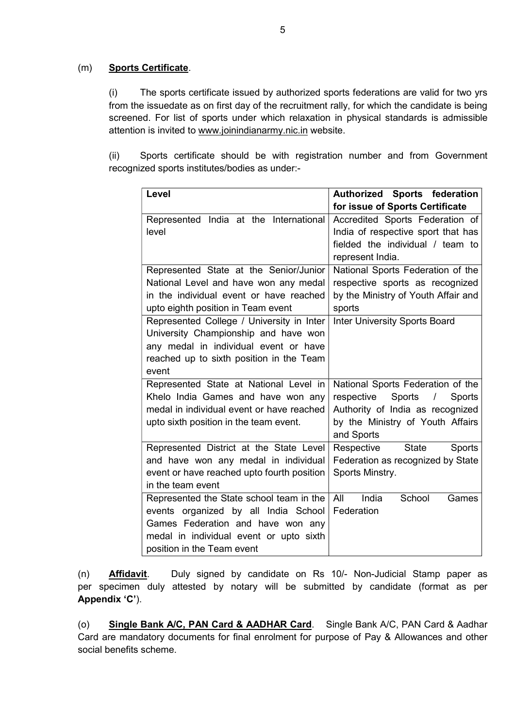(m) **Sports Certificate**.

(i) The sports certificate issued by authorized sports federations are valid for two yrs from the issuedate as on first day of the recruitment rally, for which the candidate is being screened. For list of sports under which relaxation in physical standards is admissible attention is invited to www.joinindianarmy.nic.in website.

(ii) Sports certificate should be with registration number and from Government recognized sports institutes/bodies as under:-

| Level | Authorized Sports federation for issue of Sports Certificate |
|---|---|
| Represented India at the International level | Accredited Sports Federation of India of respective sport that has fielded the individual / team to represent India. |
| Represented State at the Senior/Junior National Level and have won any medal in the individual event or have reached upto eighth position in Team event | National Sports Federation of the respective sports as recognized by the Ministry of Youth Affair and sports |
| Represented College / University in Inter University Championship and have won any medal in individual event or have reached up to sixth position in the Team event | Inter University Sports Board |
| Represented State at National Level in Khelo India Games and have won any medal in individual event or have reached upto sixth position in the team event. | National Sports Federation of the respective Sports / Sports Authority of India as recognized by the Ministry of Youth Affairs and Sports |
| Represented District at the State Level and have won any medal in individual event or have reached upto fourth position in the team event | Respective State Sports Federation as recognized by State Sports Minstry. |
| Represented the State school team in the events organized by all India School Games Federation and have won any medal in individual event or upto sixth position in the Team event | All India School Games Federation |

(n) **Affidavit**. Duly signed by candidate on Rs 10/- Non-Judicial Stamp paper as per specimen duly attested by notary will be submitted by candidate (format as per **Appendix 'C'**).

(o) **Single Bank A/C, PAN Card & AADHAR Card**. Single Bank A/C, PAN Card & Aadhar Card are mandatory documents for final enrolment for purpose of Pay & Allowances and other social benefits scheme.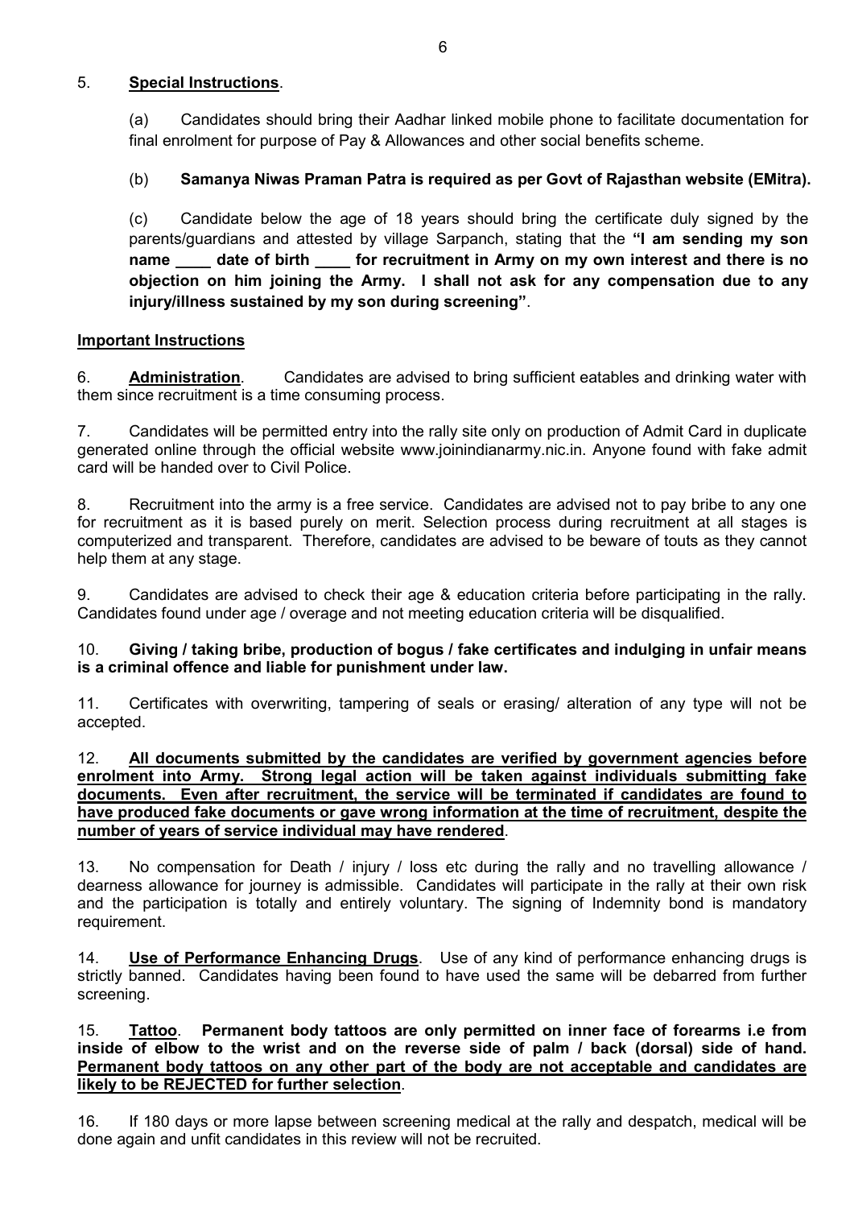5. **Special Instructions**.

(a) Candidates should bring their Aadhar linked mobile phone to facilitate documentation for final enrolment for purpose of Pay & Allowances and other social benefits scheme.

(b) **Samanya Niwas Praman Patra is required as per Govt of Rajasthan website (EMitra).**

(c) Candidate below the age of 18 years should bring the certificate duly signed by the parents/guardians and attested by village Sarpanch, stating that the **"I am sending my son name ____ date of birth ____ for recruitment in Army on my own interest and there is no objection on him joining the Army. I shall not ask for any compensation due to any injury/illness sustained by my son during screening"**.

**Important Instructions**

6. **Administration**. Candidates are advised to bring sufficient eatables and drinking water with them since recruitment is a time consuming process.

7. Candidates will be permitted entry into the rally site only on production of Admit Card in duplicate generated online through the official website www.joinindianarmy.nic.in. Anyone found with fake admit card will be handed over to Civil Police.

8. Recruitment into the army is a free service. Candidates are advised not to pay bribe to any one for recruitment as it is based purely on merit. Selection process during recruitment at all stages is computerized and transparent. Therefore, candidates are advised to be beware of touts as they cannot help them at any stage.

9. Candidates are advised to check their age & education criteria before participating in the rally. Candidates found under age / overage and not meeting education criteria will be disqualified.

10. **Giving / taking bribe, production of bogus / fake certificates and indulging in unfair means is a criminal offence and liable for punishment under law.**

11. Certificates with overwriting, tampering of seals or erasing/ alteration of any type will not be accepted.

12. **All documents submitted by the candidates are verified by government agencies before enrolment into Army. Strong legal action will be taken against individuals submitting fake documents. Even after recruitment, the service will be terminated if candidates are found to have produced fake documents or gave wrong information at the time of recruitment, despite the number of years of service individual may have rendered**.

13. No compensation for Death / injury / loss etc during the rally and no travelling allowance / dearness allowance for journey is admissible. Candidates will participate in the rally at their own risk and the participation is totally and entirely voluntary. The signing of Indemnity bond is mandatory requirement.

14. **Use of Performance Enhancing Drugs**. Use of any kind of performance enhancing drugs is strictly banned. Candidates having been found to have used the same will be debarred from further screening.

15. **Tattoo**. **Permanent body tattoos are only permitted on inner face of forearms i.e from inside of elbow to the wrist and on the reverse side of palm / back (dorsal) side of hand. Permanent body tattoos on any other part of the body are not acceptable and candidates are likely to be REJECTED for further selection**.

16. If 180 days or more lapse between screening medical at the rally and despatch, medical will be done again and unfit candidates in this review will not be recruited.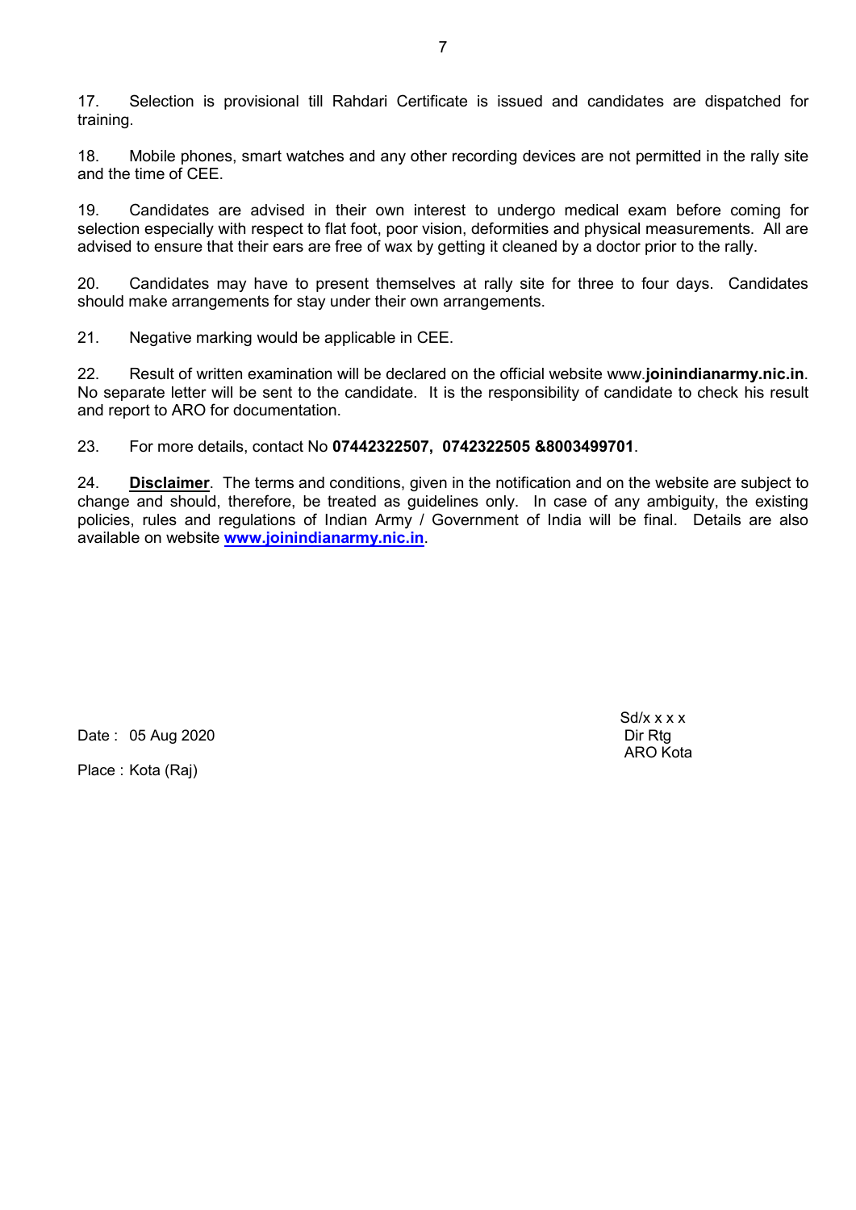17. Selection is provisional till Rahdari Certificate is issued and candidates are dispatched for training.

18. Mobile phones, smart watches and any other recording devices are not permitted in the rally site and the time of CEE.

19. Candidates are advised in their own interest to undergo medical exam before coming for selection especially with respect to flat foot, poor vision, deformities and physical measurements. All are advised to ensure that their ears are free of wax by getting it cleaned by a doctor prior to the rally.

20. Candidates may have to present themselves at rally site for three to four days. Candidates should make arrangements for stay under their own arrangements.

21. Negative marking would be applicable in CEE.

22. Result of written examination will be declared on the official website www.**joinindianarmy.nic.in**. No separate letter will be sent to the candidate. It is the responsibility of candidate to check his result and report to ARO for documentation.

23. For more details, contact No **07442322507, 0742322505 &8003499701**.

24. **Disclaimer**. The terms and conditions, given in the notification and on the website are subject to change and should, therefore, be treated as guidelines only. In case of any ambiguity, the existing policies, rules and regulations of Indian Army / Government of India will be final. Details are also available on website **www.joinindianarmy.nic.in**.

Sd/x x x x
Dir Rtg
ARO Kota

Date : 05 Aug 2020

Place : Kota (Raj)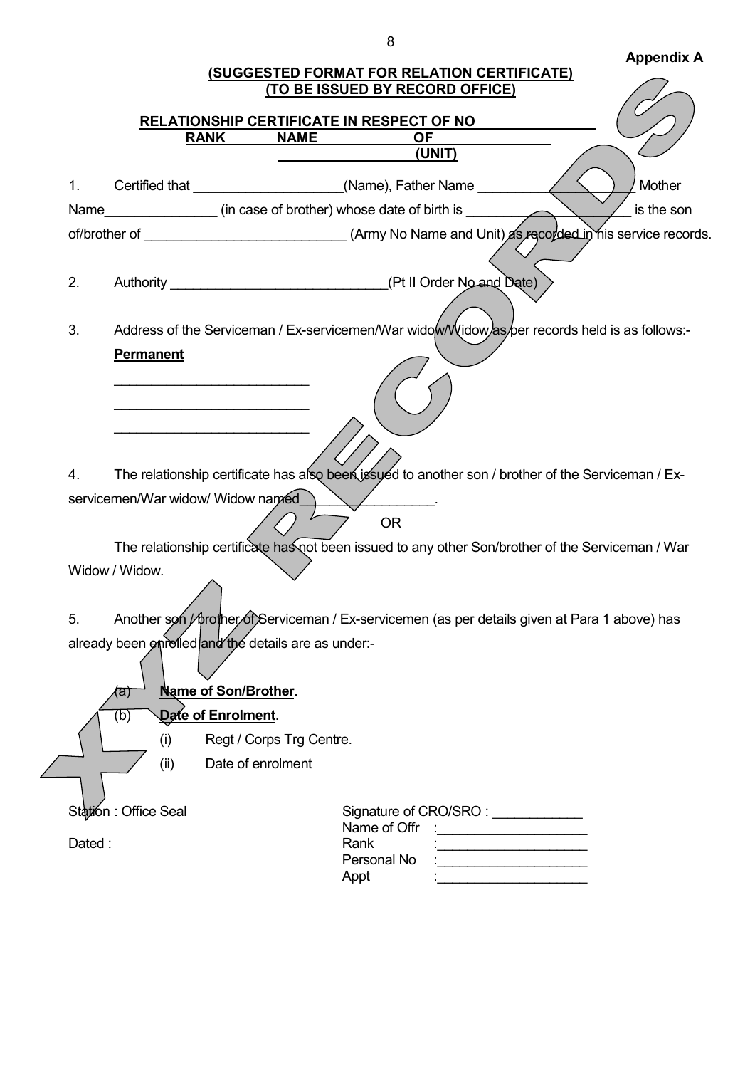**Appendix A**

**(SUGGESTED FORMAT FOR RELATION CERTIFICATE)**
**(TO BE ISSUED BY RECORD OFFICE)**

**RELATIONSHIP CERTIFICATE IN RESPECT OF NO \_\_\_\_\_\_\_\_\_\_\_\_\_\_\_\_**
**RANK \_\_\_\_\_\_ NAME \_\_\_\_\_\_\_\_\_\_\_\_ OF \_\_\_\_\_\_\_\_\_\_\_\_**
**\_\_\_\_\_\_\_\_\_\_\_\_\_\_\_\_\_\_\_ (UNIT)**

1. Certified that \_\_\_\_\_\_\_\_\_\_\_\_\_\_\_\_\_\_\_\_(Name), Father Name \_\_\_\_\_\_\_\_\_\_\_\_\_\_\_\_\_\_\_\_ Mother Name\_\_\_\_\_\_\_\_\_\_\_\_\_\_\_ (in case of brother) whose date of birth is \_\_\_\_\_\_\_\_\_\_\_\_\_\_\_\_\_\_\_\_\_\_ is the son of/brother of \_\_\_\_\_\_\_\_\_\_\_\_\_\_\_\_\_\_\_\_\_\_\_\_\_\_\_ (Army No Name and Unit) as recorded in his service records.

2. Authority \_\_\_\_\_\_\_\_\_\_\_\_\_\_\_\_\_\_\_\_\_\_\_\_\_\_\_\_\_(Pt II Order No and Date)

3. Address of the Serviceman / Ex-servicemen/War widow/Widow as per records held is as follows:-

**Permanent**

\_\_\_\_\_\_\_\_\_\_\_\_\_\_\_\_\_\_\_\_\_\_\_\_\_\_

\_\_\_\_\_\_\_\_\_\_\_\_\_\_\_\_\_\_\_\_\_\_\_\_\_\_

\_\_\_\_\_\_\_\_\_\_\_\_\_\_\_\_\_\_\_\_\_\_\_\_\_\_

4. The relationship certificate has also been issued to another son / brother of the Serviceman / Ex-servicemen/War widow/ Widow named\_\_\_\_\_\_\_\_\_\_\_\_\_\_\_\_\_\_.

OR

The relationship certificate has not been issued to any other Son/brother of the Serviceman / War Widow / Widow.

5. Another son / brother of Serviceman / Ex-servicemen (as per details given at Para 1 above) has already been enrolled and the details are as under:-

(a) **Name of Son/Brother**.

(b) **Date of Enrolment**.

(i) Regt / Corps Trg Centre.

(ii) Date of enrolment

Station : Office Seal

Dated :

Signature of CRO/SRO : \_\_\_\_\_\_\_\_\_\_\_\_
Name of Offr :\_\_\_\_\_\_\_\_\_\_\_\_\_\_\_\_\_\_\_\_
Rank :\_\_\_\_\_\_\_\_\_\_\_\_\_\_\_\_\_\_\_\_
Personal No :\_\_\_\_\_\_\_\_\_\_\_\_\_\_\_\_\_\_\_\_
Appt :\_\_\_\_\_\_\_\_\_\_\_\_\_\_\_\_\_\_\_\_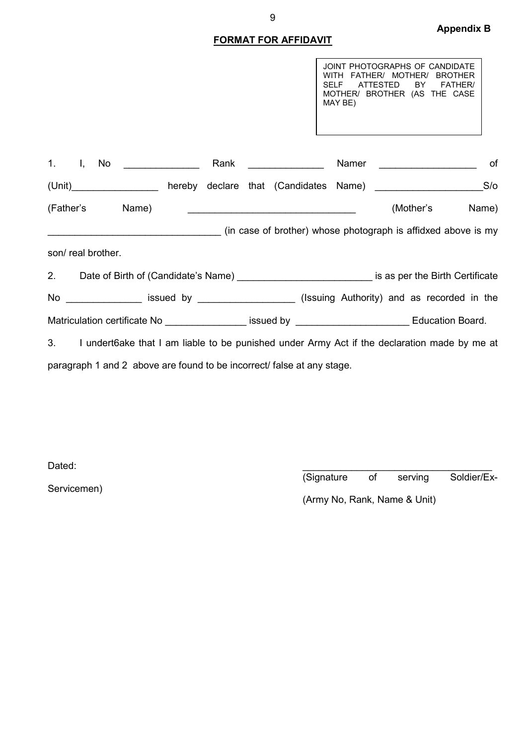**Appendix B**

**FORMAT FOR AFFIDAVIT**

> JOINT PHOTOGRAPHS OF CANDIDATE WITH FATHER/ MOTHER/ BROTHER SELF ATTESTED BY FATHER/ MOTHER/ BROTHER (AS THE CASE MAY BE)

1. I, No ______________ Rank ______________ Namer __________________ of (Unit)________________ hereby declare that (Candidates Name) ____________________S/o (Father's Name) _______________________________ (Mother's Name) _______________________________ (in case of brother) whose photograph is affidxed above is my son/ real brother.

2. Date of Birth of (Candidate's Name) ________________________ is as per the Birth Certificate No ______________ issued by __________________ (Issuing Authority) and as recorded in the Matriculation certificate No _______________ issued by _____________________ Education Board.

3. I undert6ake that I am liable to be punished under Army Act if the declaration made by me at paragraph 1 and 2 above are found to be incorrect/ false at any stage.

Dated:

___________________________________
(Signature of serving Soldier/Ex-Servicemen)

(Army No, Rank, Name & Unit)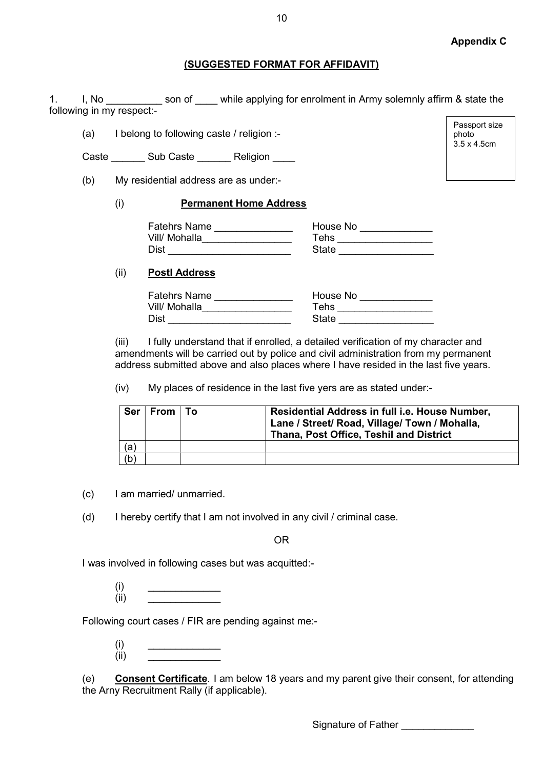**Appendix C**

**(SUGGESTED FORMAT FOR AFFIDAVIT)**

1. I, No __________ son of ____ while applying for enrolment in Army solemnly affirm & state the following in my respect:-

Passport size photo 3.5 x 4.5cm

(a) I belong to following caste / religion :-

Caste ______ Sub Caste ______ Religion ____

(b) My residential address are as under:-

(i) **Permanent Home Address**

Fatehrs Name ______________ House No _____________
Vill/ Mohalla________________ Tehs _________________
Dist ______________________ State _________________

(ii) **Postl Address**

Fatehrs Name ______________ House No _____________
Vill/ Mohalla________________ Tehs _________________
Dist ______________________ State _________________

(iii) I fully understand that if enrolled, a detailed verification of my character and amendments will be carried out by police and civil administration from my permanent address submitted above and also places where I have resided in the last five years.

(iv) My places of residence in the last five yers are as stated under:-

| Ser | From | To | Residential Address in full i.e. House Number, Lane / Street/ Road, Village/ Town / Mohalla, Thana, Post Office, Teshil and District |
|---|---|---|---|
| (a) | | | |
| (b) | | | |

(c) I am married/ unmarried.

(d) I hereby certify that I am not involved in any civil / criminal case.

OR

I was involved in following cases but was acquitted:-

(i) _____________
(ii) _____________

Following court cases / FIR are pending against me:-

(i) _____________
(ii) _____________

(e) **Consent Certificate**. I am below 18 years and my parent give their consent, for attending the Arny Recruitment Rally (if applicable).

Signature of Father _____________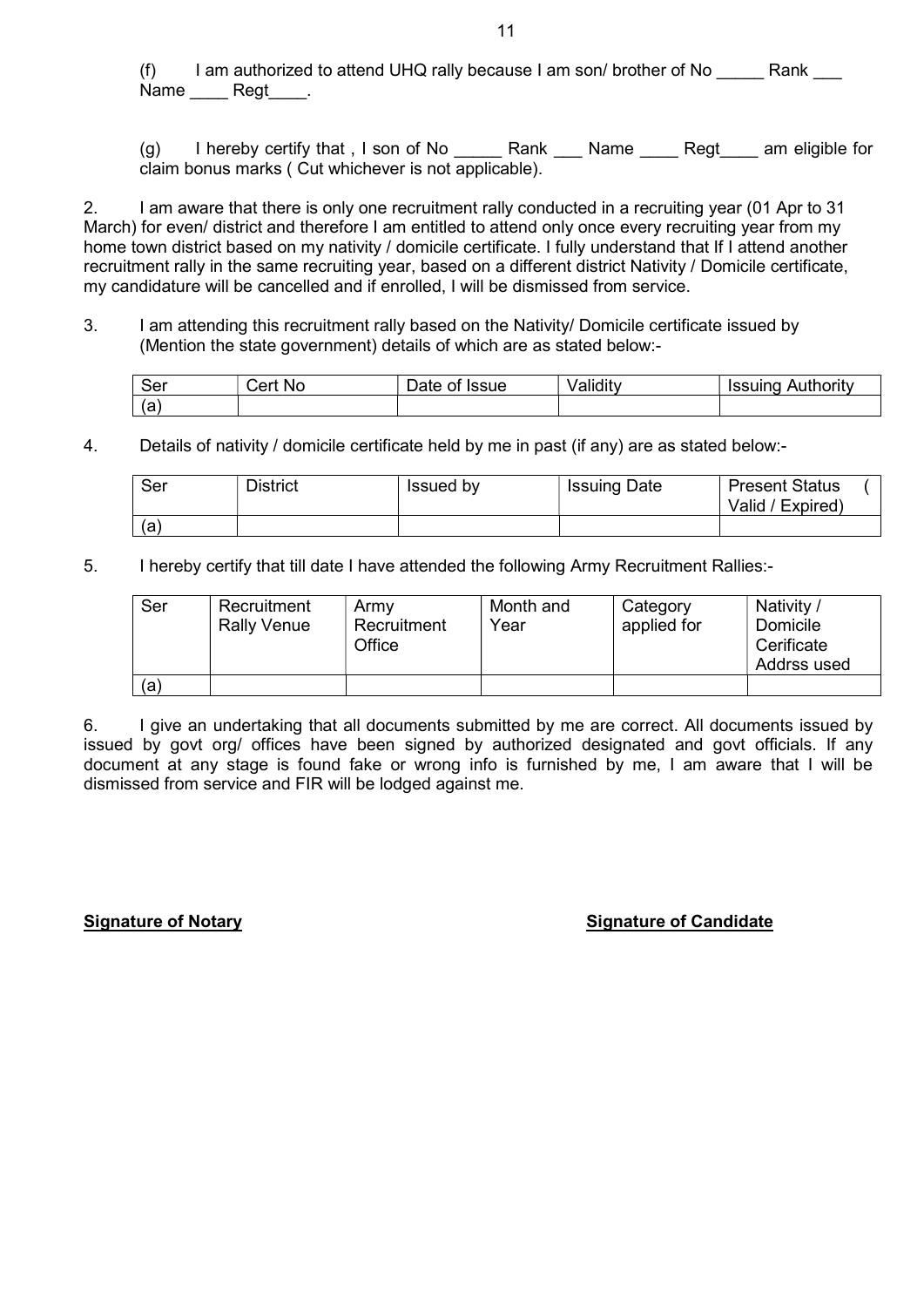(f) I am authorized to attend UHQ rally because I am son/ brother of No _____ Rank ___ Name ____ Regt____.

(g) I hereby certify that , I son of No _____ Rank ___ Name ____ Regt____ am eligible for claim bonus marks ( Cut whichever is not applicable).

2. I am aware that there is only one recruitment rally conducted in a recruiting year (01 Apr to 31 March) for even/ district and therefore I am entitled to attend only once every recruiting year from my home town district based on my nativity / domicile certificate. I fully understand that If I attend another recruitment rally in the same recruiting year, based on a different district Nativity / Domicile certificate, my candidature will be cancelled and if enrolled, I will be dismissed from service.

3. I am attending this recruitment rally based on the Nativity/ Domicile certificate issued by (Mention the state government) details of which are as stated below:-

| Ser | Cert No | Date of Issue | Validity | Issuing Authority |
|---|---|---|---|---|
| (a) | | | | |

4. Details of nativity / domicile certificate held by me in past (if any) are as stated below:-

| Ser | District | Issued by | Issuing Date | Present Status ( Valid / Expired) |
|---|---|---|---|---|
| (a) | | | | |

5. I hereby certify that till date I have attended the following Army Recruitment Rallies:-

| Ser | Recruitment Rally Venue | Army Recruitment Office | Month and Year | Category applied for | Nativity / Domicile Cerificate Addrss used |
|---|---|---|---|---|---|
| (a) | | | | | |

6. I give an undertaking that all documents submitted by me are correct. All documents issued by issued by govt org/ offices have been signed by authorized designated and govt officials. If any document at any stage is found fake or wrong info is furnished by me, I am aware that I will be dismissed from service and FIR will be lodged against me.

**Signature of Notary** **Signature of Candidate**